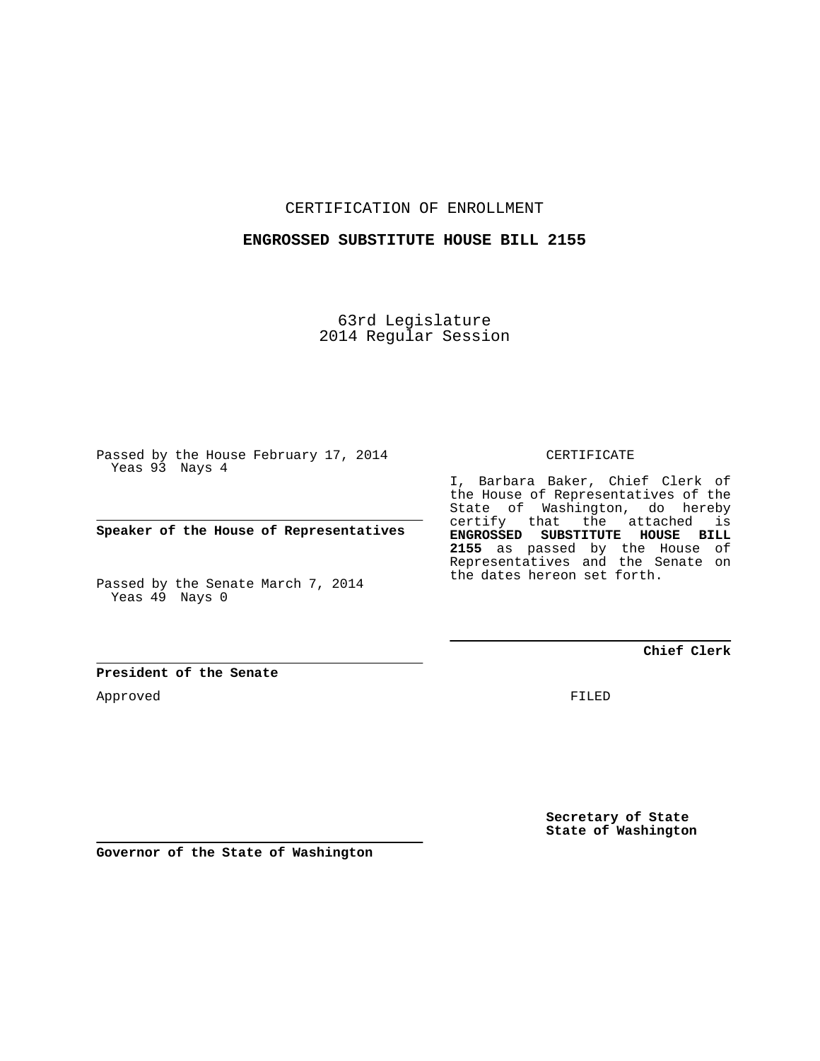CERTIFICATION OF ENROLLMENT

**ENGROSSED SUBSTITUTE HOUSE BILL 2155**

63rd Legislature
2014 Regular Session

Passed by the House February 17, 2014
Yeas 93 Nays 4

**Speaker of the House of Representatives**

Passed by the Senate March 7, 2014
Yeas 49 Nays 0

**President of the Senate**

Approved

**Governor of the State of Washington**

CERTIFICATE

I, Barbara Baker, Chief Clerk of the House of Representatives of the State of Washington, do hereby certify that the attached is **ENGROSSED SUBSTITUTE HOUSE BILL 2155** as passed by the House of Representatives and the Senate on the dates hereon set forth.

**Chief Clerk**

FILED

**Secretary of State**
**State of Washington**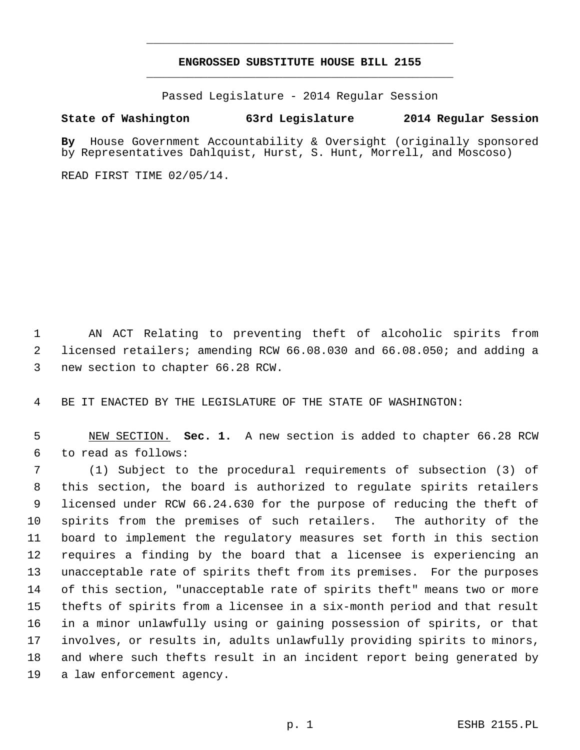**ENGROSSED SUBSTITUTE HOUSE BILL 2155**

Passed Legislature - 2014 Regular Session

**State of Washington 63rd Legislature 2014 Regular Session**

**By** House Government Accountability & Oversight (originally sponsored by Representatives Dahlquist, Hurst, S. Hunt, Morrell, and Moscoso)

READ FIRST TIME 02/05/14.

AN ACT Relating to preventing theft of alcoholic spirits from licensed retailers; amending RCW 66.08.030 and 66.08.050; and adding a new section to chapter 66.28 RCW.

BE IT ENACTED BY THE LEGISLATURE OF THE STATE OF WASHINGTON:

NEW SECTION. **Sec. 1.** A new section is added to chapter 66.28 RCW to read as follows:

(1) Subject to the procedural requirements of subsection (3) of this section, the board is authorized to regulate spirits retailers licensed under RCW 66.24.630 for the purpose of reducing the theft of spirits from the premises of such retailers. The authority of the board to implement the regulatory measures set forth in this section requires a finding by the board that a licensee is experiencing an unacceptable rate of spirits theft from its premises. For the purposes of this section, "unacceptable rate of spirits theft" means two or more thefts of spirits from a licensee in a six-month period and that result in a minor unlawfully using or gaining possession of spirits, or that involves, or results in, adults unlawfully providing spirits to minors, and where such thefts result in an incident report being generated by a law enforcement agency.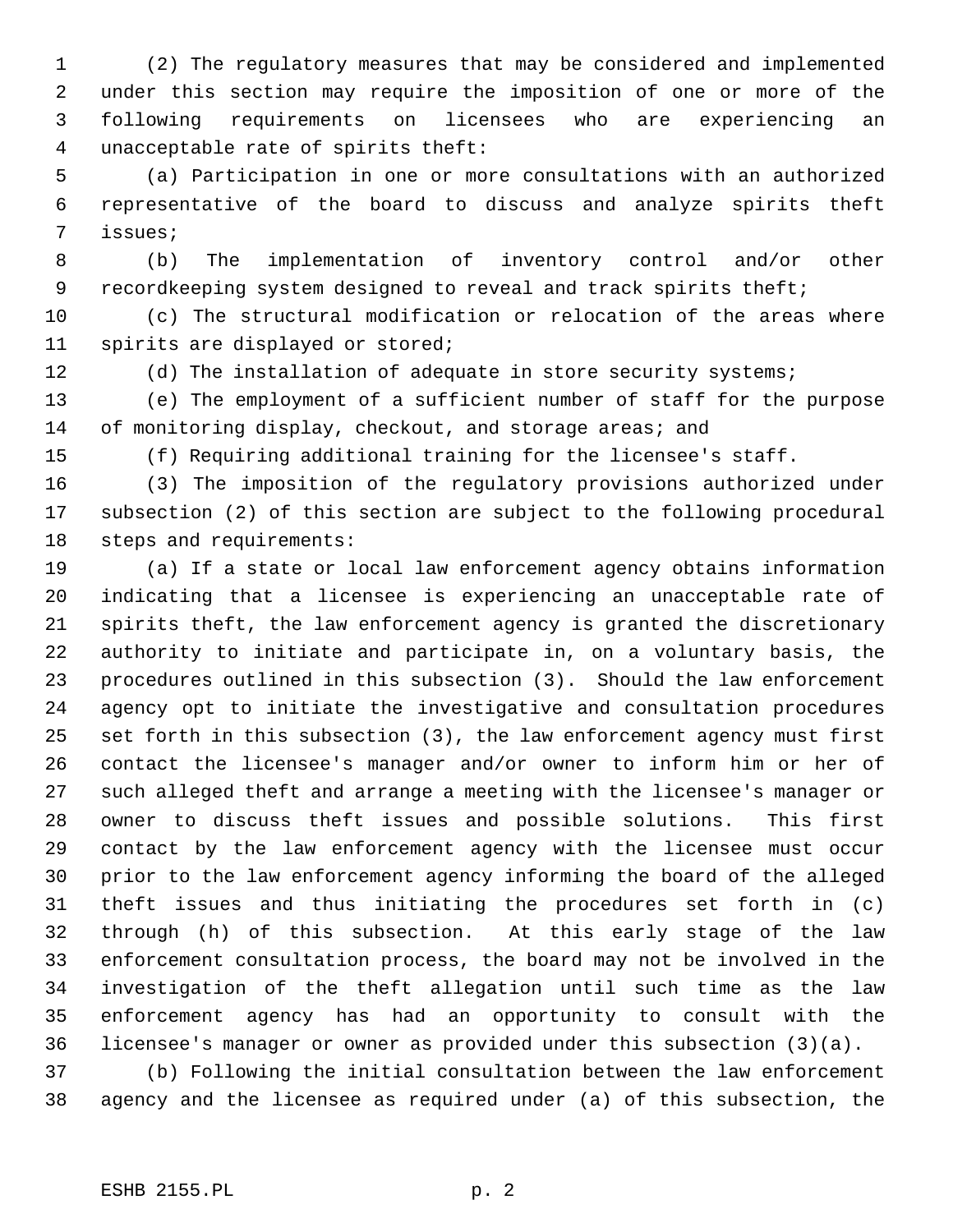(2) The regulatory measures that may be considered and implemented under this section may require the imposition of one or more of the following requirements on licensees who are experiencing an unacceptable rate of spirits theft:

(a) Participation in one or more consultations with an authorized representative of the board to discuss and analyze spirits theft issues;

(b) The implementation of inventory control and/or other recordkeeping system designed to reveal and track spirits theft;

(c) The structural modification or relocation of the areas where spirits are displayed or stored;

(d) The installation of adequate in store security systems;

(e) The employment of a sufficient number of staff for the purpose of monitoring display, checkout, and storage areas; and

(f) Requiring additional training for the licensee's staff.

(3) The imposition of the regulatory provisions authorized under subsection (2) of this section are subject to the following procedural steps and requirements:

(a) If a state or local law enforcement agency obtains information indicating that a licensee is experiencing an unacceptable rate of spirits theft, the law enforcement agency is granted the discretionary authority to initiate and participate in, on a voluntary basis, the procedures outlined in this subsection (3). Should the law enforcement agency opt to initiate the investigative and consultation procedures set forth in this subsection (3), the law enforcement agency must first contact the licensee's manager and/or owner to inform him or her of such alleged theft and arrange a meeting with the licensee's manager or owner to discuss theft issues and possible solutions. This first contact by the law enforcement agency with the licensee must occur prior to the law enforcement agency informing the board of the alleged theft issues and thus initiating the procedures set forth in (c) through (h) of this subsection. At this early stage of the law enforcement consultation process, the board may not be involved in the investigation of the theft allegation until such time as the law enforcement agency has had an opportunity to consult with the licensee's manager or owner as provided under this subsection (3)(a).

(b) Following the initial consultation between the law enforcement agency and the licensee as required under (a) of this subsection, the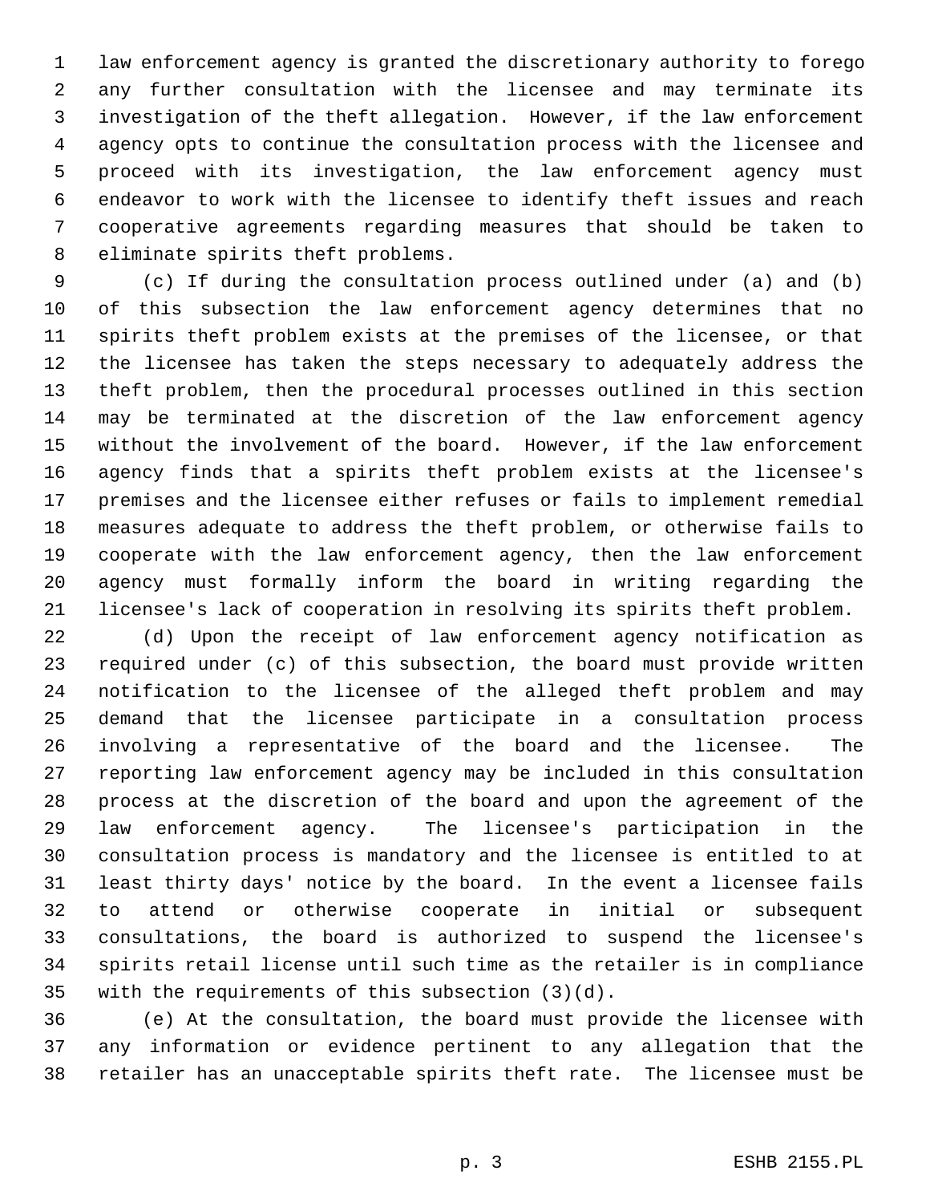law enforcement agency is granted the discretionary authority to forego any further consultation with the licensee and may terminate its investigation of the theft allegation. However, if the law enforcement agency opts to continue the consultation process with the licensee and proceed with its investigation, the law enforcement agency must endeavor to work with the licensee to identify theft issues and reach cooperative agreements regarding measures that should be taken to eliminate spirits theft problems.

(c) If during the consultation process outlined under (a) and (b) of this subsection the law enforcement agency determines that no spirits theft problem exists at the premises of the licensee, or that the licensee has taken the steps necessary to adequately address the theft problem, then the procedural processes outlined in this section may be terminated at the discretion of the law enforcement agency without the involvement of the board. However, if the law enforcement agency finds that a spirits theft problem exists at the licensee's premises and the licensee either refuses or fails to implement remedial measures adequate to address the theft problem, or otherwise fails to cooperate with the law enforcement agency, then the law enforcement agency must formally inform the board in writing regarding the licensee's lack of cooperation in resolving its spirits theft problem.

(d) Upon the receipt of law enforcement agency notification as required under (c) of this subsection, the board must provide written notification to the licensee of the alleged theft problem and may demand that the licensee participate in a consultation process involving a representative of the board and the licensee. The reporting law enforcement agency may be included in this consultation process at the discretion of the board and upon the agreement of the law enforcement agency. The licensee's participation in the consultation process is mandatory and the licensee is entitled to at least thirty days' notice by the board. In the event a licensee fails to attend or otherwise cooperate in initial or subsequent consultations, the board is authorized to suspend the licensee's spirits retail license until such time as the retailer is in compliance with the requirements of this subsection (3)(d).

(e) At the consultation, the board must provide the licensee with any information or evidence pertinent to any allegation that the retailer has an unacceptable spirits theft rate. The licensee must be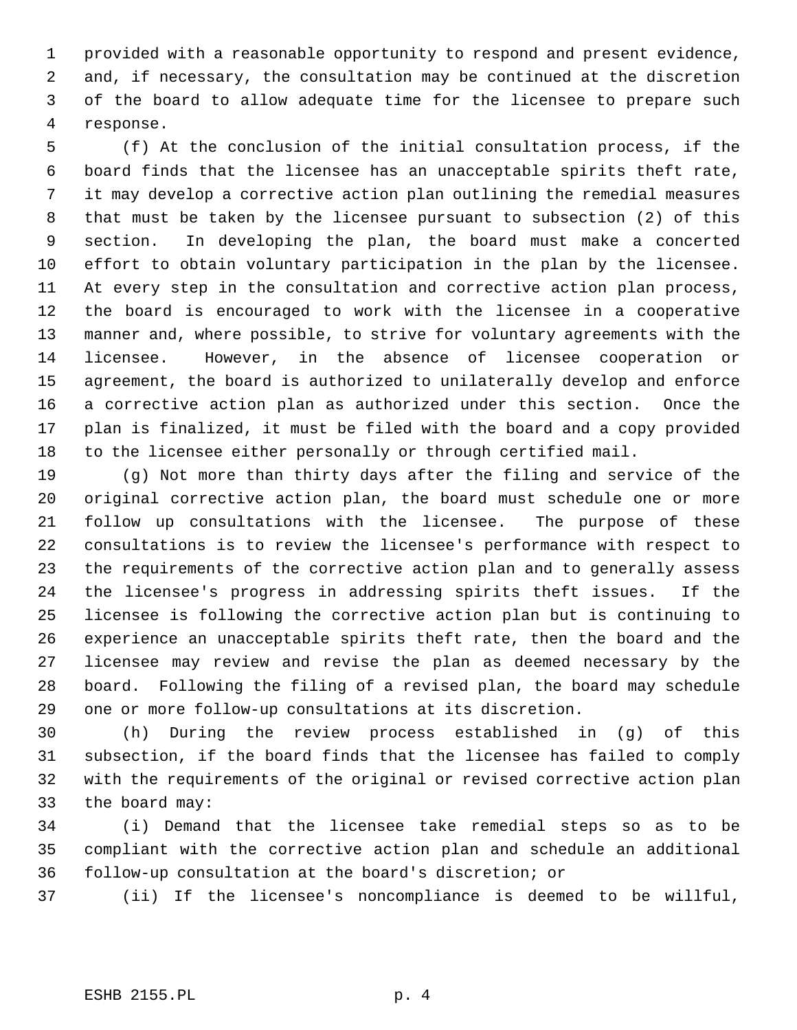provided with a reasonable opportunity to respond and present evidence, and, if necessary, the consultation may be continued at the discretion of the board to allow adequate time for the licensee to prepare such response.

(f) At the conclusion of the initial consultation process, if the board finds that the licensee has an unacceptable spirits theft rate, it may develop a corrective action plan outlining the remedial measures that must be taken by the licensee pursuant to subsection (2) of this section. In developing the plan, the board must make a concerted effort to obtain voluntary participation in the plan by the licensee. At every step in the consultation and corrective action plan process, the board is encouraged to work with the licensee in a cooperative manner and, where possible, to strive for voluntary agreements with the licensee. However, in the absence of licensee cooperation or agreement, the board is authorized to unilaterally develop and enforce a corrective action plan as authorized under this section. Once the plan is finalized, it must be filed with the board and a copy provided to the licensee either personally or through certified mail.

(g) Not more than thirty days after the filing and service of the original corrective action plan, the board must schedule one or more follow up consultations with the licensee. The purpose of these consultations is to review the licensee's performance with respect to the requirements of the corrective action plan and to generally assess the licensee's progress in addressing spirits theft issues. If the licensee is following the corrective action plan but is continuing to experience an unacceptable spirits theft rate, then the board and the licensee may review and revise the plan as deemed necessary by the board. Following the filing of a revised plan, the board may schedule one or more follow-up consultations at its discretion.

(h) During the review process established in (g) of this subsection, if the board finds that the licensee has failed to comply with the requirements of the original or revised corrective action plan the board may:

(i) Demand that the licensee take remedial steps so as to be compliant with the corrective action plan and schedule an additional follow-up consultation at the board's discretion; or

(ii) If the licensee's noncompliance is deemed to be willful,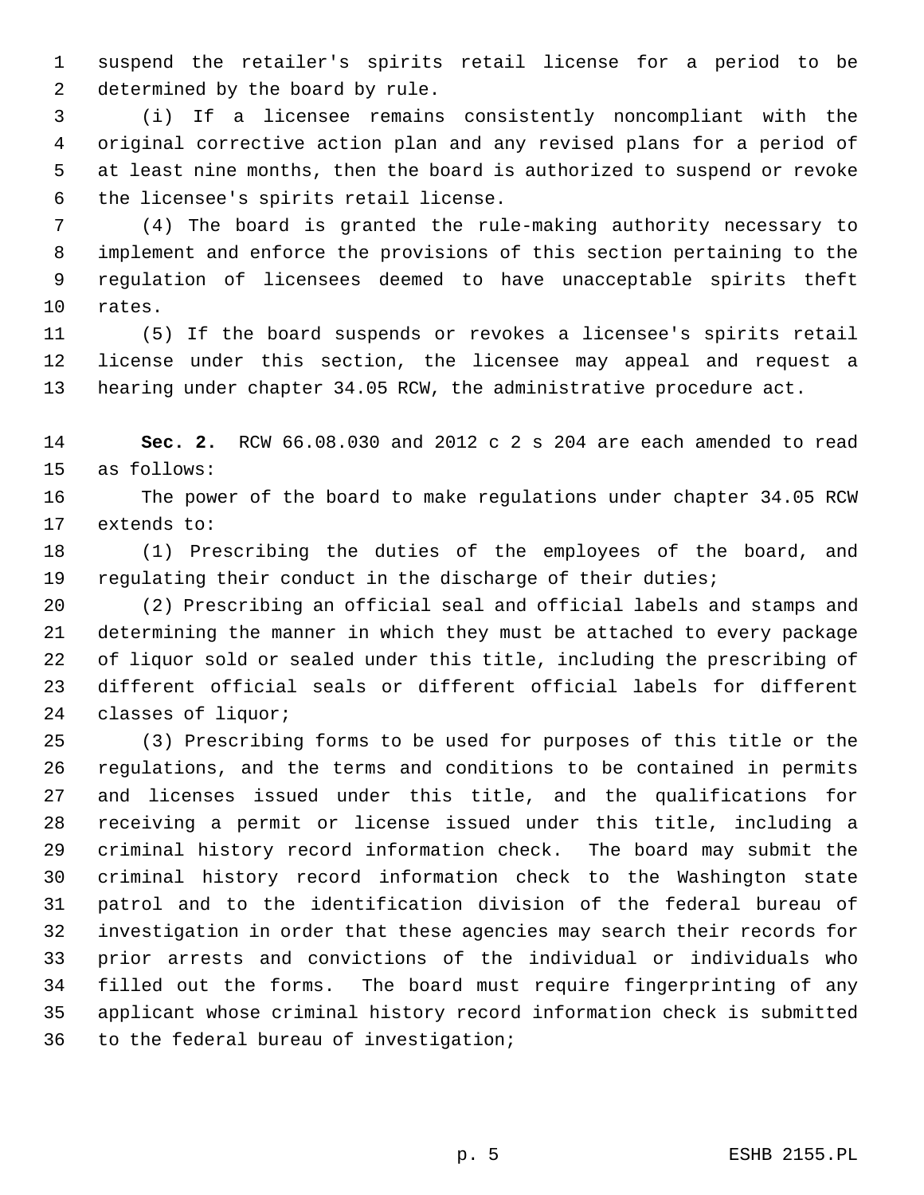suspend the retailer's spirits retail license for a period to be determined by the board by rule.

(i) If a licensee remains consistently noncompliant with the original corrective action plan and any revised plans for a period of at least nine months, then the board is authorized to suspend or revoke the licensee's spirits retail license.

(4) The board is granted the rule-making authority necessary to implement and enforce the provisions of this section pertaining to the regulation of licensees deemed to have unacceptable spirits theft rates.

(5) If the board suspends or revokes a licensee's spirits retail license under this section, the licensee may appeal and request a hearing under chapter 34.05 RCW, the administrative procedure act.

**Sec. 2.** RCW 66.08.030 and 2012 c 2 s 204 are each amended to read as follows:

The power of the board to make regulations under chapter 34.05 RCW extends to:

(1) Prescribing the duties of the employees of the board, and regulating their conduct in the discharge of their duties;

(2) Prescribing an official seal and official labels and stamps and determining the manner in which they must be attached to every package of liquor sold or sealed under this title, including the prescribing of different official seals or different official labels for different classes of liquor;

(3) Prescribing forms to be used for purposes of this title or the regulations, and the terms and conditions to be contained in permits and licenses issued under this title, and the qualifications for receiving a permit or license issued under this title, including a criminal history record information check. The board may submit the criminal history record information check to the Washington state patrol and to the identification division of the federal bureau of investigation in order that these agencies may search their records for prior arrests and convictions of the individual or individuals who filled out the forms. The board must require fingerprinting of any applicant whose criminal history record information check is submitted to the federal bureau of investigation;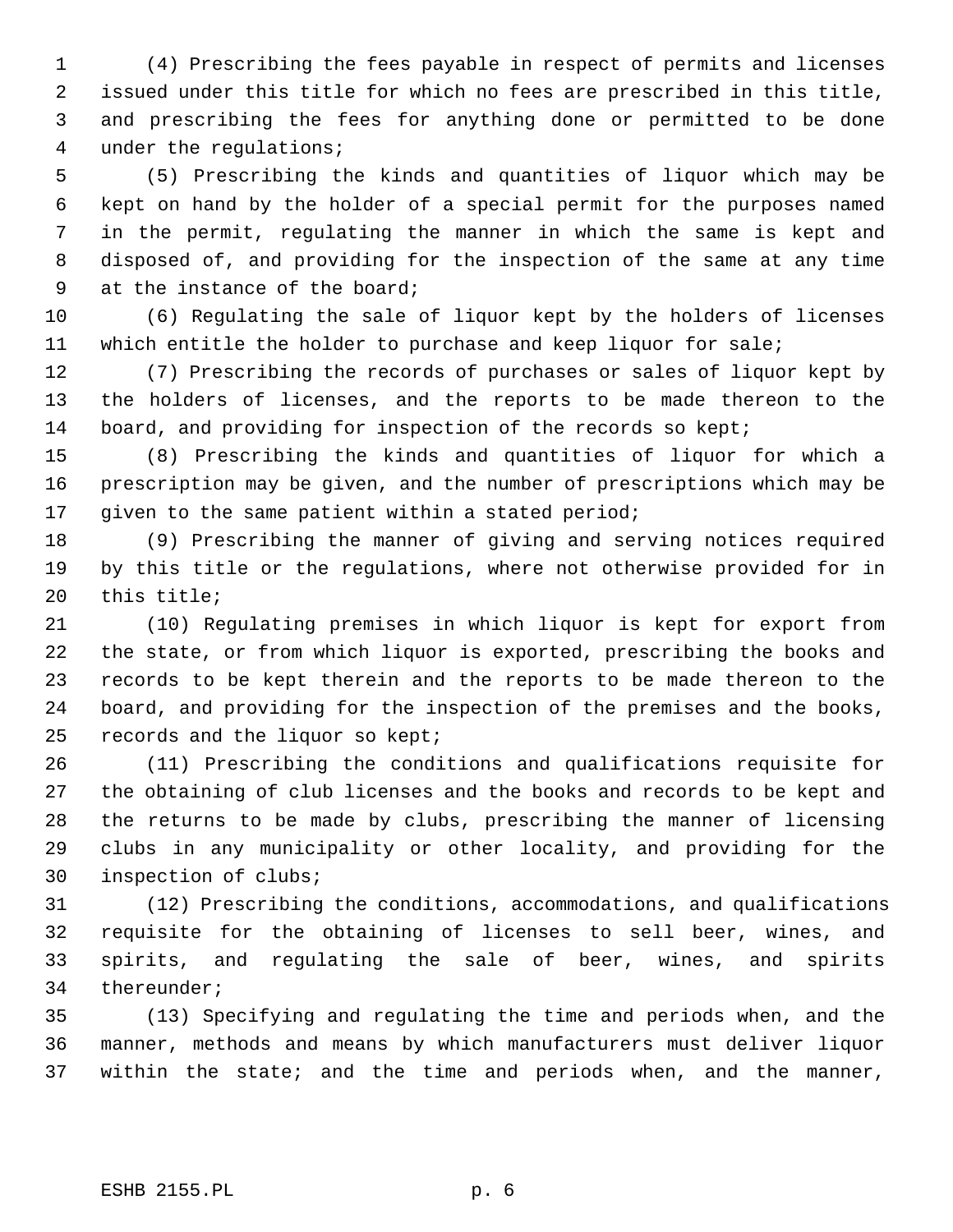(4) Prescribing the fees payable in respect of permits and licenses issued under this title for which no fees are prescribed in this title, and prescribing the fees for anything done or permitted to be done under the regulations;

(5) Prescribing the kinds and quantities of liquor which may be kept on hand by the holder of a special permit for the purposes named in the permit, regulating the manner in which the same is kept and disposed of, and providing for the inspection of the same at any time at the instance of the board;

(6) Regulating the sale of liquor kept by the holders of licenses which entitle the holder to purchase and keep liquor for sale;

(7) Prescribing the records of purchases or sales of liquor kept by the holders of licenses, and the reports to be made thereon to the board, and providing for inspection of the records so kept;

(8) Prescribing the kinds and quantities of liquor for which a prescription may be given, and the number of prescriptions which may be given to the same patient within a stated period;

(9) Prescribing the manner of giving and serving notices required by this title or the regulations, where not otherwise provided for in this title;

(10) Regulating premises in which liquor is kept for export from the state, or from which liquor is exported, prescribing the books and records to be kept therein and the reports to be made thereon to the board, and providing for the inspection of the premises and the books, records and the liquor so kept;

(11) Prescribing the conditions and qualifications requisite for the obtaining of club licenses and the books and records to be kept and the returns to be made by clubs, prescribing the manner of licensing clubs in any municipality or other locality, and providing for the inspection of clubs;

(12) Prescribing the conditions, accommodations, and qualifications requisite for the obtaining of licenses to sell beer, wines, and spirits, and regulating the sale of beer, wines, and spirits thereunder;

(13) Specifying and regulating the time and periods when, and the manner, methods and means by which manufacturers must deliver liquor within the state; and the time and periods when, and the manner,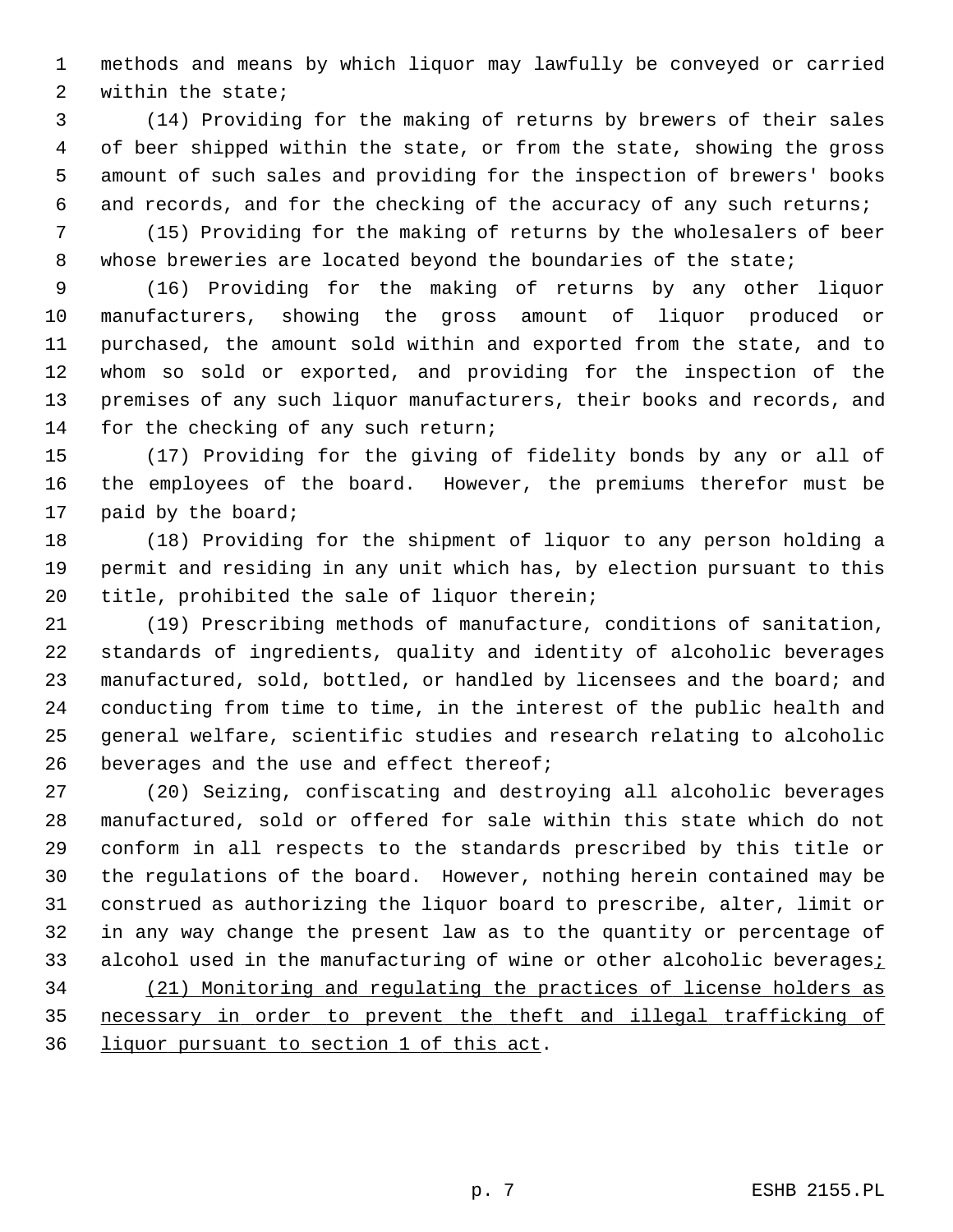methods and means by which liquor may lawfully be conveyed or carried within the state;

(14) Providing for the making of returns by brewers of their sales of beer shipped within the state, or from the state, showing the gross amount of such sales and providing for the inspection of brewers' books and records, and for the checking of the accuracy of any such returns;

(15) Providing for the making of returns by the wholesalers of beer whose breweries are located beyond the boundaries of the state;

(16) Providing for the making of returns by any other liquor manufacturers, showing the gross amount of liquor produced or purchased, the amount sold within and exported from the state, and to whom so sold or exported, and providing for the inspection of the premises of any such liquor manufacturers, their books and records, and for the checking of any such return;

(17) Providing for the giving of fidelity bonds by any or all of the employees of the board. However, the premiums therefor must be paid by the board;

(18) Providing for the shipment of liquor to any person holding a permit and residing in any unit which has, by election pursuant to this title, prohibited the sale of liquor therein;

(19) Prescribing methods of manufacture, conditions of sanitation, standards of ingredients, quality and identity of alcoholic beverages manufactured, sold, bottled, or handled by licensees and the board; and conducting from time to time, in the interest of the public health and general welfare, scientific studies and research relating to alcoholic beverages and the use and effect thereof;

(20) Seizing, confiscating and destroying all alcoholic beverages manufactured, sold or offered for sale within this state which do not conform in all respects to the standards prescribed by this title or the regulations of the board. However, nothing herein contained may be construed as authorizing the liquor board to prescribe, alter, limit or in any way change the present law as to the quantity or percentage of alcohol used in the manufacturing of wine or other alcoholic beverages<u>;</u>

<u>(21) Monitoring and regulating the practices of license holders as necessary in order to prevent the theft and illegal trafficking of liquor pursuant to section 1 of this act</u>.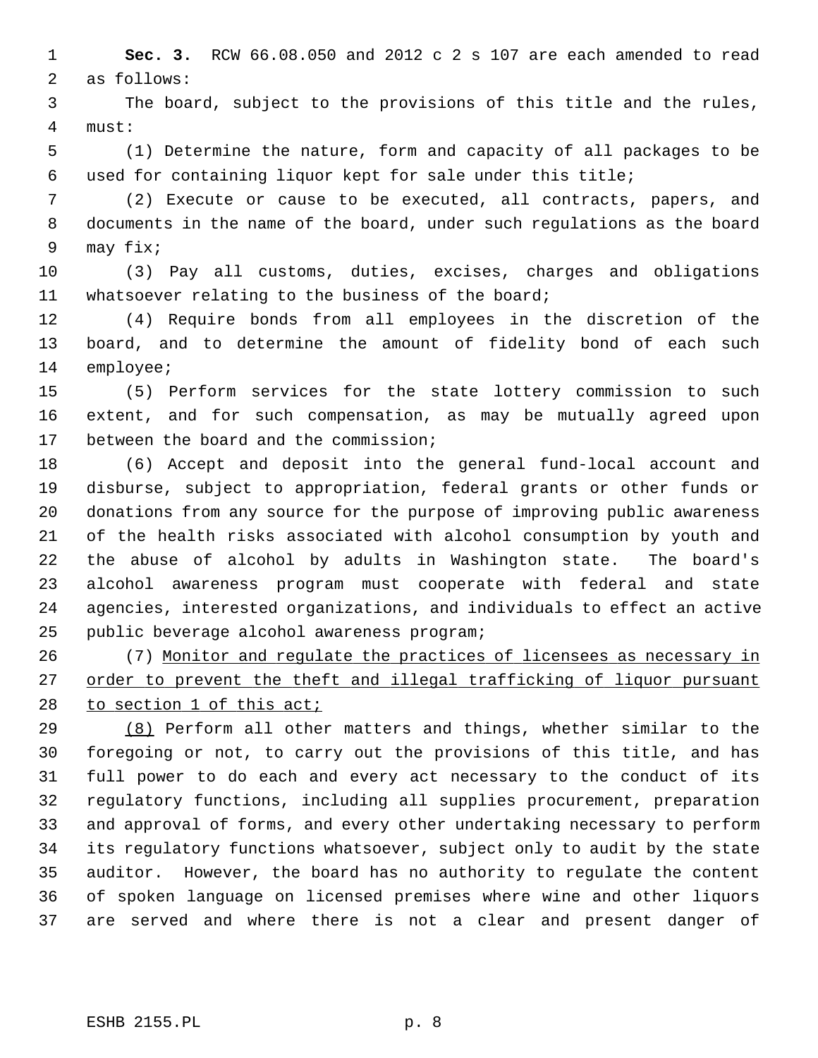**Sec. 3.** RCW 66.08.050 and 2012 c 2 s 107 are each amended to read as follows:

The board, subject to the provisions of this title and the rules, must:

(1) Determine the nature, form and capacity of all packages to be used for containing liquor kept for sale under this title;

(2) Execute or cause to be executed, all contracts, papers, and documents in the name of the board, under such regulations as the board may fix;

(3) Pay all customs, duties, excises, charges and obligations whatsoever relating to the business of the board;

(4) Require bonds from all employees in the discretion of the board, and to determine the amount of fidelity bond of each such employee;

(5) Perform services for the state lottery commission to such extent, and for such compensation, as may be mutually agreed upon between the board and the commission;

(6) Accept and deposit into the general fund-local account and disburse, subject to appropriation, federal grants or other funds or donations from any source for the purpose of improving public awareness of the health risks associated with alcohol consumption by youth and the abuse of alcohol by adults in Washington state. The board's alcohol awareness program must cooperate with federal and state agencies, interested organizations, and individuals to effect an active public beverage alcohol awareness program;

(7) <u>Monitor and regulate the practices of licensees as necessary in order to prevent the theft and illegal trafficking of liquor pursuant to section 1 of this act;</u>

<u>(8)</u> Perform all other matters and things, whether similar to the foregoing or not, to carry out the provisions of this title, and has full power to do each and every act necessary to the conduct of its regulatory functions, including all supplies procurement, preparation and approval of forms, and every other undertaking necessary to perform its regulatory functions whatsoever, subject only to audit by the state auditor. However, the board has no authority to regulate the content of spoken language on licensed premises where wine and other liquors are served and where there is not a clear and present danger of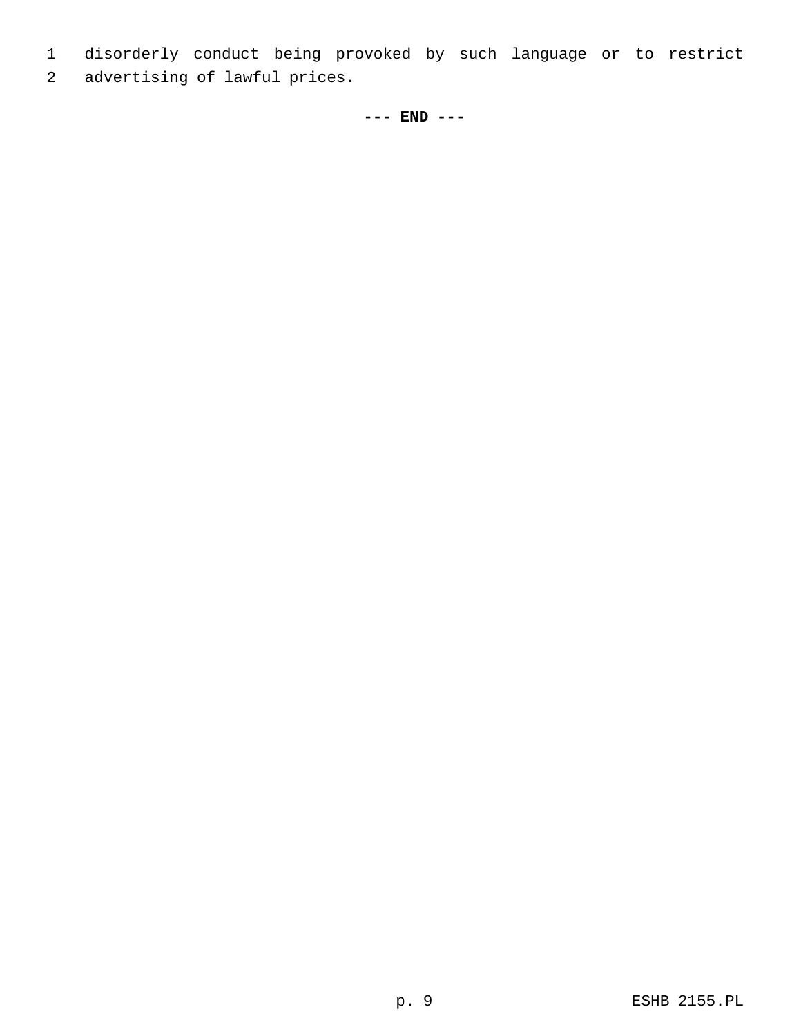disorderly conduct being provoked by such language or to restrict advertising of lawful prices.

**--- END ---**